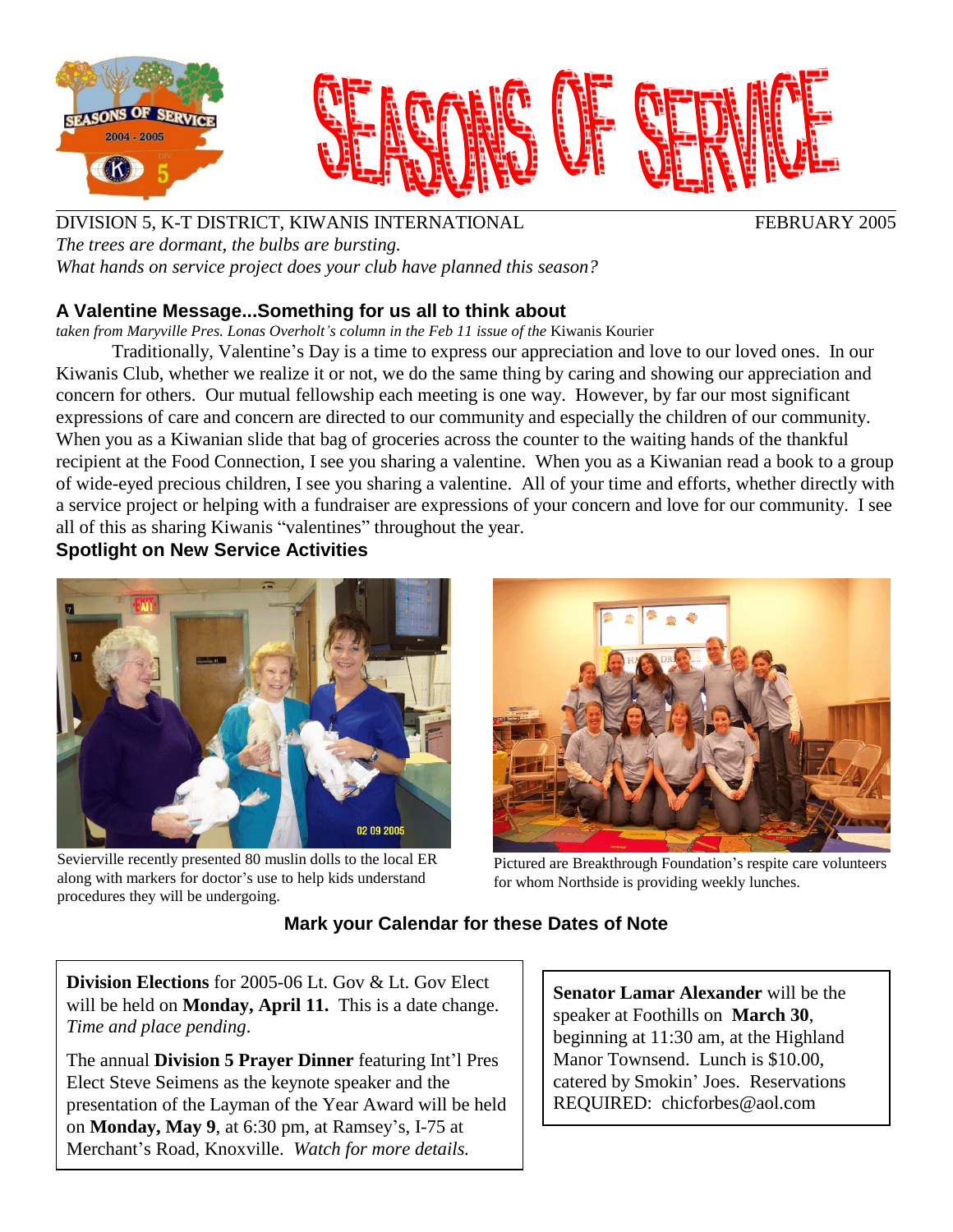# SEASONS OF SERVICE

DIVISION 5, K-T DISTRICT, KIWANIS INTERNATIONAL FEBRUARY 2005

*The trees are dormant, the bulbs are bursting.*
*What hands on service project does your club have planned this season?*

## A Valentine Message...Something for us all to think about

*taken from Maryville Pres. Lonas Overholt's column in the Feb 11 issue of the* Kiwanis Kourier

Traditionally, Valentine's Day is a time to express our appreciation and love to our loved ones. In our Kiwanis Club, whether we realize it or not, we do the same thing by caring and showing our appreciation and concern for others. Our mutual fellowship each meeting is one way. However, by far our most significant expressions of care and concern are directed to our community and especially the children of our community. When you as a Kiwanian slide that bag of groceries across the counter to the waiting hands of the thankful recipient at the Food Connection, I see you sharing a valentine. When you as a Kiwanian read a book to a group of wide-eyed precious children, I see you sharing a valentine. All of your time and efforts, whether directly with a service project or helping with a fundraiser are expressions of your concern and love for our community. I see all of this as sharing Kiwanis "valentines" throughout the year.

## Spotlight on New Service Activities

Sevierville recently presented 80 muslin dolls to the local ER along with markers for doctor's use to help kids understand procedures they will be undergoing.

Pictured are Breakthrough Foundation's respite care volunteers for whom Northside is providing weekly lunches.

## Mark your Calendar for these Dates of Note

**Division Elections** for 2005-06 Lt. Gov & Lt. Gov Elect will be held on **Monday, April 11.** This is a date change. *Time and place pending*.

The annual **Division 5 Prayer Dinner** featuring Int'l Pres Elect Steve Seimens as the keynote speaker and the presentation of the Layman of the Year Award will be held on **Monday, May 9**, at 6:30 pm, at Ramsey's, I-75 at Merchant's Road, Knoxville. *Watch for more details.*

**Senator Lamar Alexander** will be the speaker at Foothills on **March 30**, beginning at 11:30 am, at the Highland Manor Townsend. Lunch is $10.00, catered by Smokin' Joes. Reservations REQUIRED: chicforbes@aol.com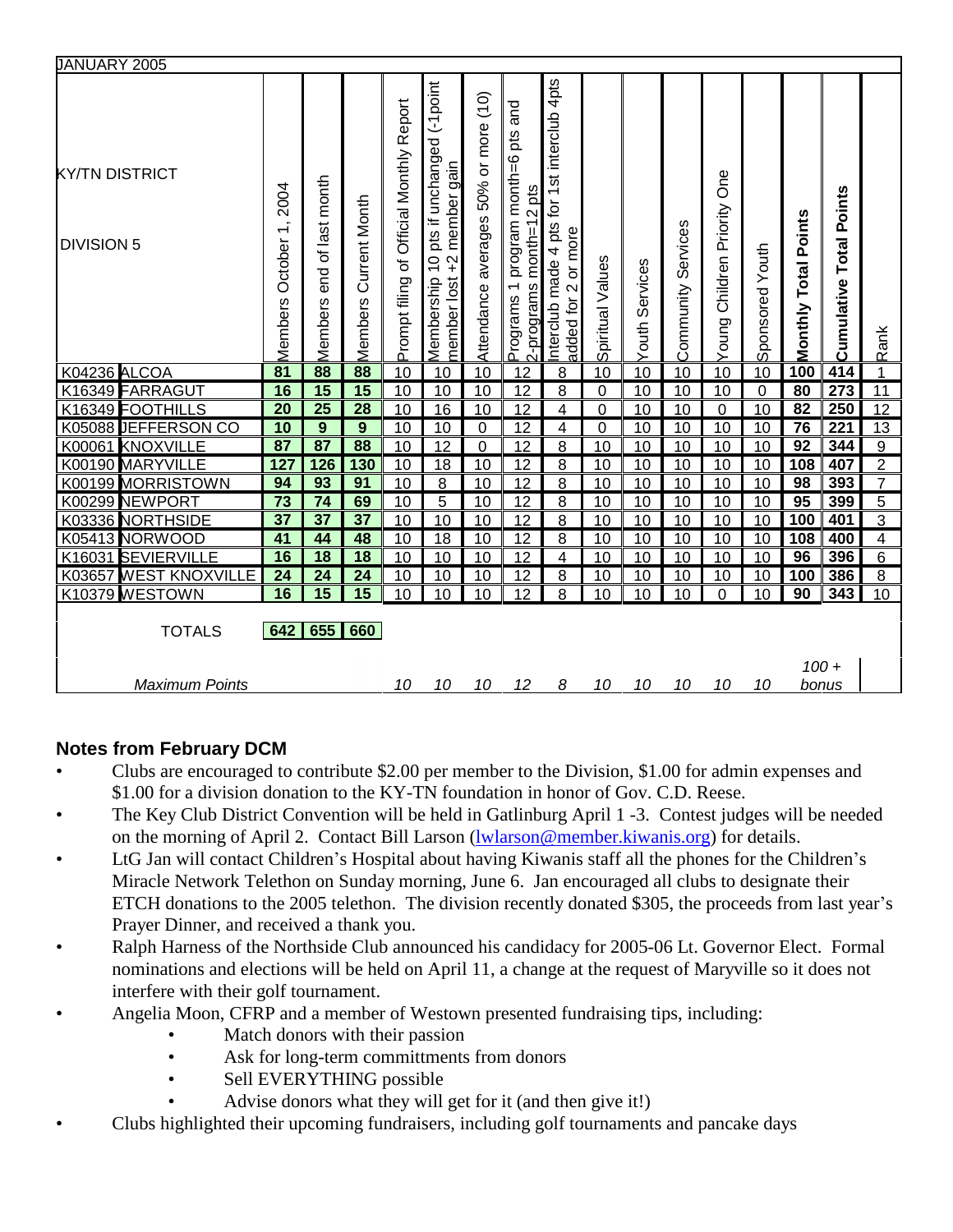| JANUARY 2005 | | | | | | | | | | | | | | | | | | |
|---|---|---|---|---|---|---|---|---|---|---|---|---|---|---|---|---|---|---|
| KY/TN DISTRICT<br>DIVISION 5 | | Members October 1, 2004 | Members end of last month | Members Current Month | Prompt filing of Official Monthly Report | Membership 10 pts if unchanged (-1point member lost +2 member gain | Attendance averages 50% or more (10) | Programs 1 program month=6 pts and 2-programs month=12 pts | Interclub made 4 pts for 1st interclub 4pts added for 2 or more | Spiritual Values | Youth Services | Community Services | Young Children Priority One | Sponsored Youth | Monthly Total Points | Cumulative Total Points | Rank |
| K04236 | ALCOA | 81 | 88 | 88 | 10 | 10 | 10 | 12 | 8 | 10 | 10 | 10 | 10 | 10 | 100 | 414 | 1 |
| K16349 | FARRAGUT | 16 | 15 | 15 | 10 | 10 | 10 | 12 | 8 | 0 | 10 | 10 | 10 | 0 | 80 | 273 | 11 |
| K16349 | FOOTHILLS | 20 | 25 | 28 | 10 | 16 | 10 | 12 | 4 | 0 | 10 | 10 | 0 | 10 | 82 | 250 | 12 |
| K05088 | JEFFERSON CO | 10 | 9 | 9 | 10 | 10 | 0 | 12 | 4 | 0 | 10 | 10 | 10 | 10 | 76 | 221 | 13 |
| K00061 | KNOXVILLE | 87 | 87 | 88 | 10 | 12 | 0 | 12 | 8 | 10 | 10 | 10 | 10 | 10 | 92 | 344 | 9 |
| K00190 | MARYVILLE | 127 | 126 | 130 | 10 | 18 | 10 | 12 | 8 | 10 | 10 | 10 | 10 | 10 | 108 | 407 | 2 |
| K00199 | MORRISTOWN | 94 | 93 | 91 | 10 | 8 | 10 | 12 | 8 | 10 | 10 | 10 | 10 | 10 | 98 | 393 | 7 |
| K00299 | NEWPORT | 73 | 74 | 69 | 10 | 5 | 10 | 12 | 8 | 10 | 10 | 10 | 10 | 10 | 95 | 399 | 5 |
| K03336 | NORTHSIDE | 37 | 37 | 37 | 10 | 10 | 10 | 12 | 8 | 10 | 10 | 10 | 10 | 10 | 100 | 401 | 3 |
| K05413 | NORWOOD | 41 | 44 | 48 | 10 | 18 | 10 | 12 | 8 | 10 | 10 | 10 | 10 | 10 | 108 | 400 | 4 |
| K16031 | SEVIERVILLE | 16 | 18 | 18 | 10 | 10 | 10 | 12 | 4 | 10 | 10 | 10 | 10 | 10 | 96 | 396 | 6 |
| K03657 | WEST KNOXVILLE | 24 | 24 | 24 | 10 | 10 | 10 | 12 | 8 | 10 | 10 | 10 | 10 | 10 | 100 | 386 | 8 |
| K10379 | WESTOWN | 16 | 15 | 15 | 10 | 10 | 10 | 12 | 8 | 10 | 10 | 10 | 0 | 10 | 90 | 343 | 10 |
| TOTALS | | 642 | 655 | 660 | | | | | | | | | | | | | |
| *Maximum Points* | | | | | *10* | *10* | *10* | *12* | *8* | *10* | *10* | *10* | *10* | *10* | *100 + bonus* | | |

### Notes from February DCM

- Clubs are encouraged to contribute $2.00 per member to the Division, $1.00 for admin expenses and $1.00 for a division donation to the KY-TN foundation in honor of Gov. C.D. Reese.
- The Key Club District Convention will be held in Gatlinburg April 1 -3. Contest judges will be needed on the morning of April 2. Contact Bill Larson (lwlarson@member.kiwanis.org) for details.
- LtG Jan will contact Children's Hospital about having Kiwanis staff all the phones for the Children's Miracle Network Telethon on Sunday morning, June 6. Jan encouraged all clubs to designate their ETCH donations to the 2005 telethon. The division recently donated $305, the proceeds from last year's Prayer Dinner, and received a thank you.
- Ralph Harness of the Northside Club announced his candidacy for 2005-06 Lt. Governor Elect. Formal nominations and elections will be held on April 11, a change at the request of Maryville so it does not interfere with their golf tournament.
- Angelia Moon, CFRP and a member of Westown presented fundraising tips, including:
  - Match donors with their passion
  - Ask for long-term committments from donors
  - Sell EVERYTHING possible
  - Advise donors what they will get for it (and then give it!)
- Clubs highlighted their upcoming fundraisers, including golf tournaments and pancake days